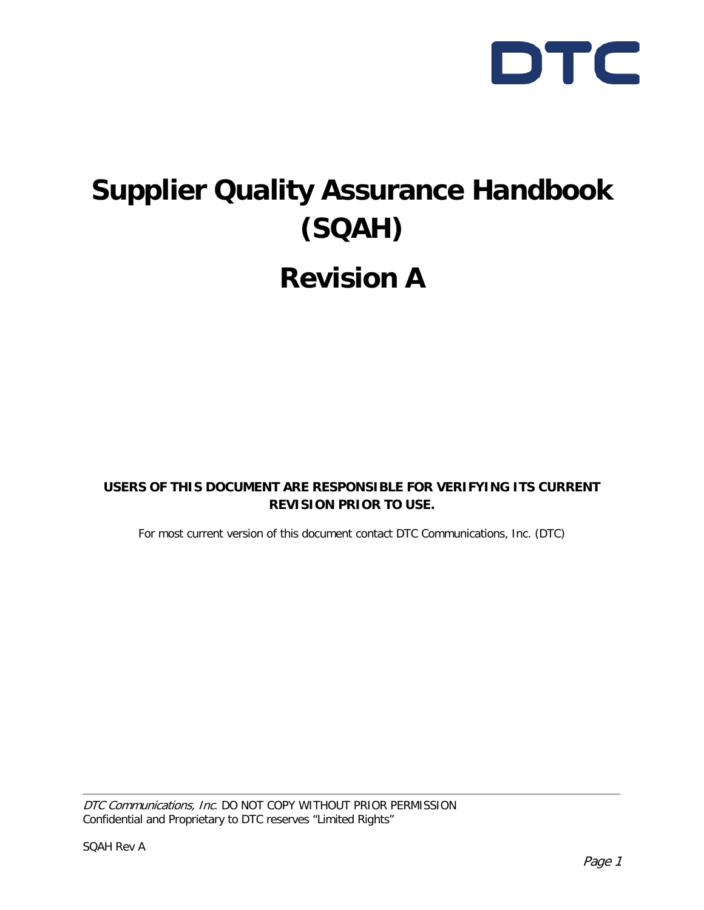DTC

# Supplier Quality Assurance Handbook (SQAH)

# Revision A

**USERS OF THIS DOCUMENT ARE RESPONSIBLE FOR VERIFYING ITS CURRENT REVISION PRIOR TO USE.**

For most current version of this document contact DTC Communications, Inc. (DTC)

*DTC Communications, Inc*. DO NOT COPY WITHOUT PRIOR PERMISSION
Confidential and Proprietary to DTC reserves "Limited Rights"

SQAH Rev A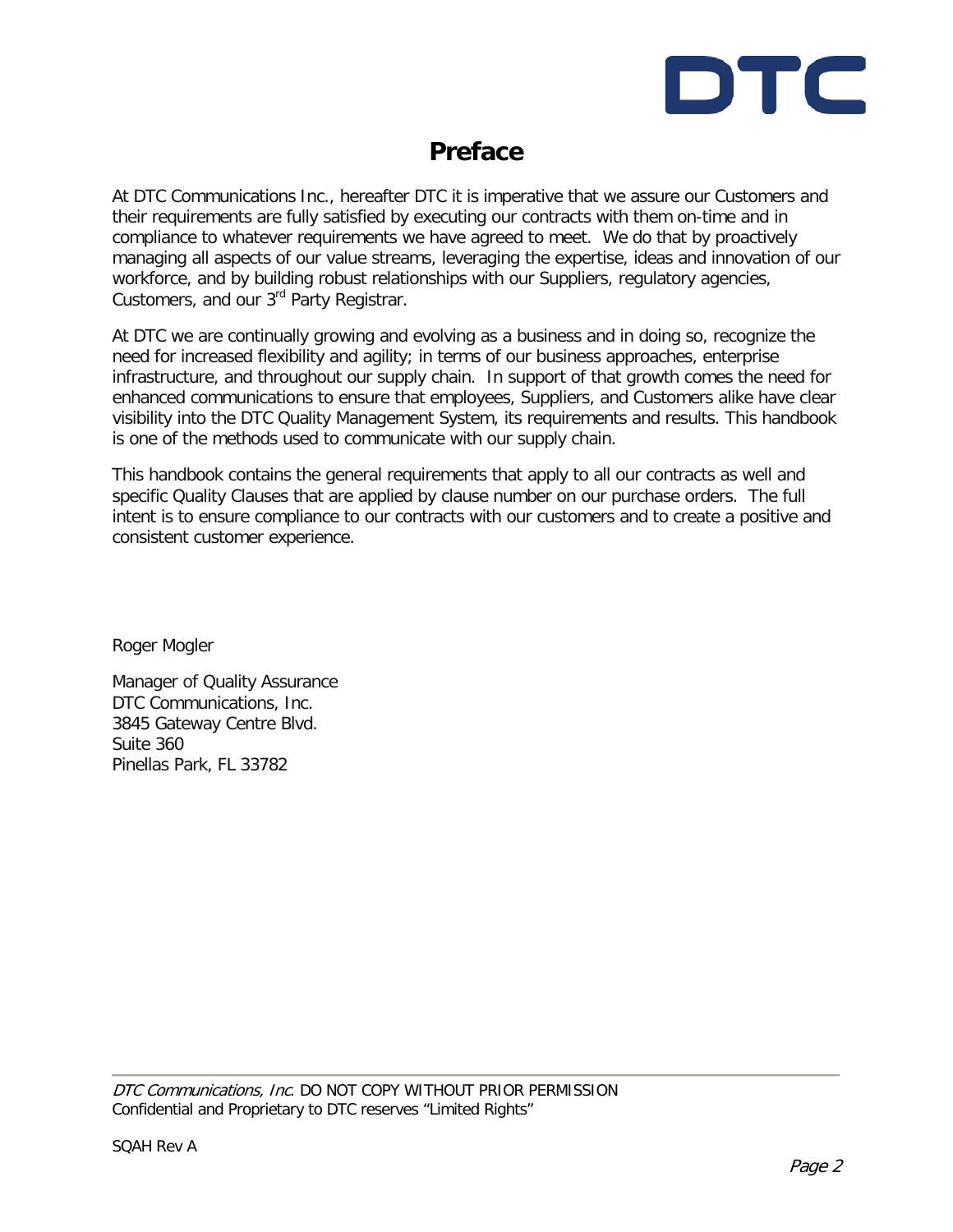# Preface

At DTC Communications Inc., hereafter DTC it is imperative that we assure our Customers and their requirements are fully satisfied by executing our contracts with them on-time and in compliance to whatever requirements we have agreed to meet. We do that by proactively managing all aspects of our value streams, leveraging the expertise, ideas and innovation of our workforce, and by building robust relationships with our Suppliers, regulatory agencies, Customers, and our 3rd Party Registrar.

At DTC we are continually growing and evolving as a business and in doing so, recognize the need for increased flexibility and agility; in terms of our business approaches, enterprise infrastructure, and throughout our supply chain. In support of that growth comes the need for enhanced communications to ensure that employees, Suppliers, and Customers alike have clear visibility into the DTC Quality Management System, its requirements and results. This handbook is one of the methods used to communicate with our supply chain.

This handbook contains the general requirements that apply to all our contracts as well and specific Quality Clauses that are applied by clause number on our purchase orders. The full intent is to ensure compliance to our contracts with our customers and to create a positive and consistent customer experience.

Roger Mogler

Manager of Quality Assurance  
DTC Communications, Inc.  
3845 Gateway Centre Blvd.  
Suite 360  
Pinellas Park, FL 33782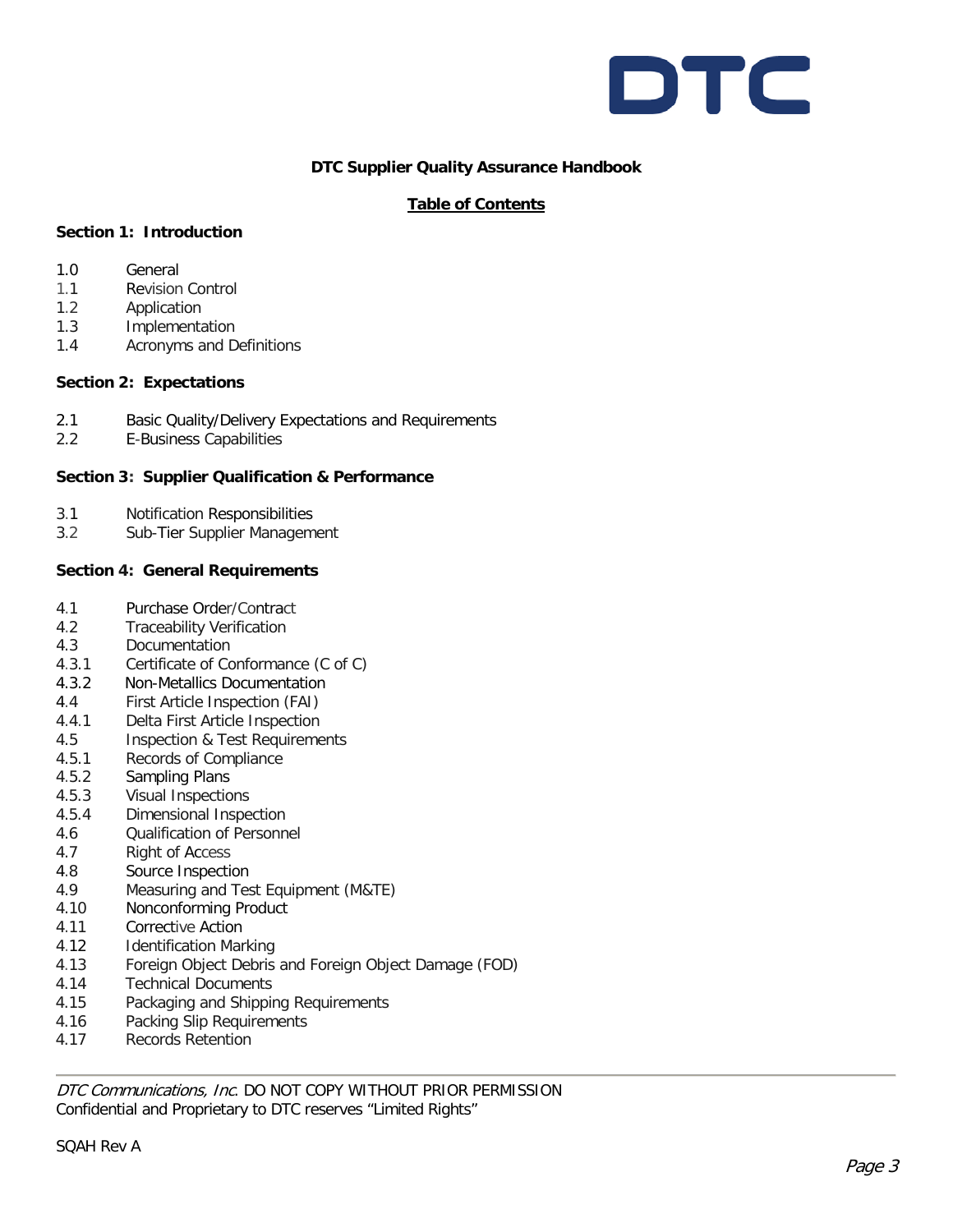**DTC Supplier Quality Assurance Handbook**

**Table of Contents**

**Section 1: Introduction**

1.0 General
1.1 Revision Control
1.2 Application
1.3 Implementation
1.4 Acronyms and Definitions

**Section 2: Expectations**

2.1 Basic Quality/Delivery Expectations and Requirements
2.2 E-Business Capabilities

**Section 3: Supplier Qualification & Performance**

3.1 Notification Responsibilities
3.2 Sub-Tier Supplier Management

**Section 4: General Requirements**

4.1 Purchase Order/Contract
4.2 Traceability Verification
4.3 Documentation
4.3.1 Certificate of Conformance (C of C)
4.3.2 Non-Metallics Documentation
4.4 First Article Inspection (FAI)
4.4.1 Delta First Article Inspection
4.5 Inspection & Test Requirements
4.5.1 Records of Compliance
4.5.2 Sampling Plans
4.5.3 Visual Inspections
4.5.4 Dimensional Inspection
4.6 Qualification of Personnel
4.7 Right of Access
4.8 Source Inspection
4.9 Measuring and Test Equipment (M&TE)
4.10 Nonconforming Product
4.11 Corrective Action
4.12 Identification Marking
4.13 Foreign Object Debris and Foreign Object Damage (FOD)
4.14 Technical Documents
4.15 Packaging and Shipping Requirements
4.16 Packing Slip Requirements
4.17 Records Retention

*DTC Communications, Inc*. DO NOT COPY WITHOUT PRIOR PERMISSION
Confidential and Proprietary to DTC reserves “Limited Rights”

SQAH Rev A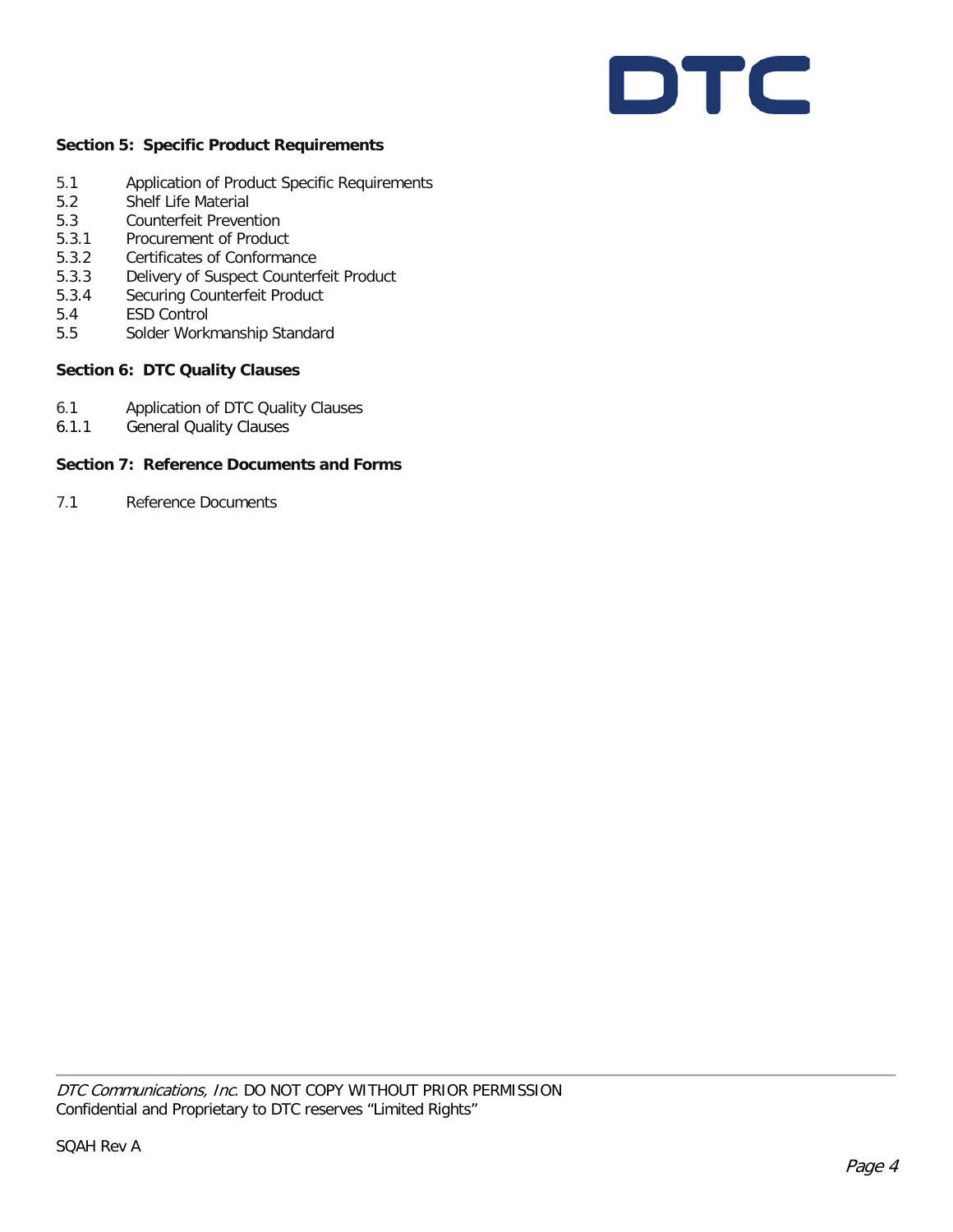**Section 5: Specific Product Requirements**

5.1 Application of Product Specific Requirements
5.2 Shelf Life Material
5.3 Counterfeit Prevention
5.3.1 Procurement of Product
5.3.2 Certificates of Conformance
5.3.3 Delivery of Suspect Counterfeit Product
5.3.4 Securing Counterfeit Product
5.4 ESD Control
5.5 Solder Workmanship Standard

**Section 6: DTC Quality Clauses**

6.1 Application of DTC Quality Clauses
6.1.1 General Quality Clauses

**Section 7: Reference Documents and Forms**

7.1 Reference Documents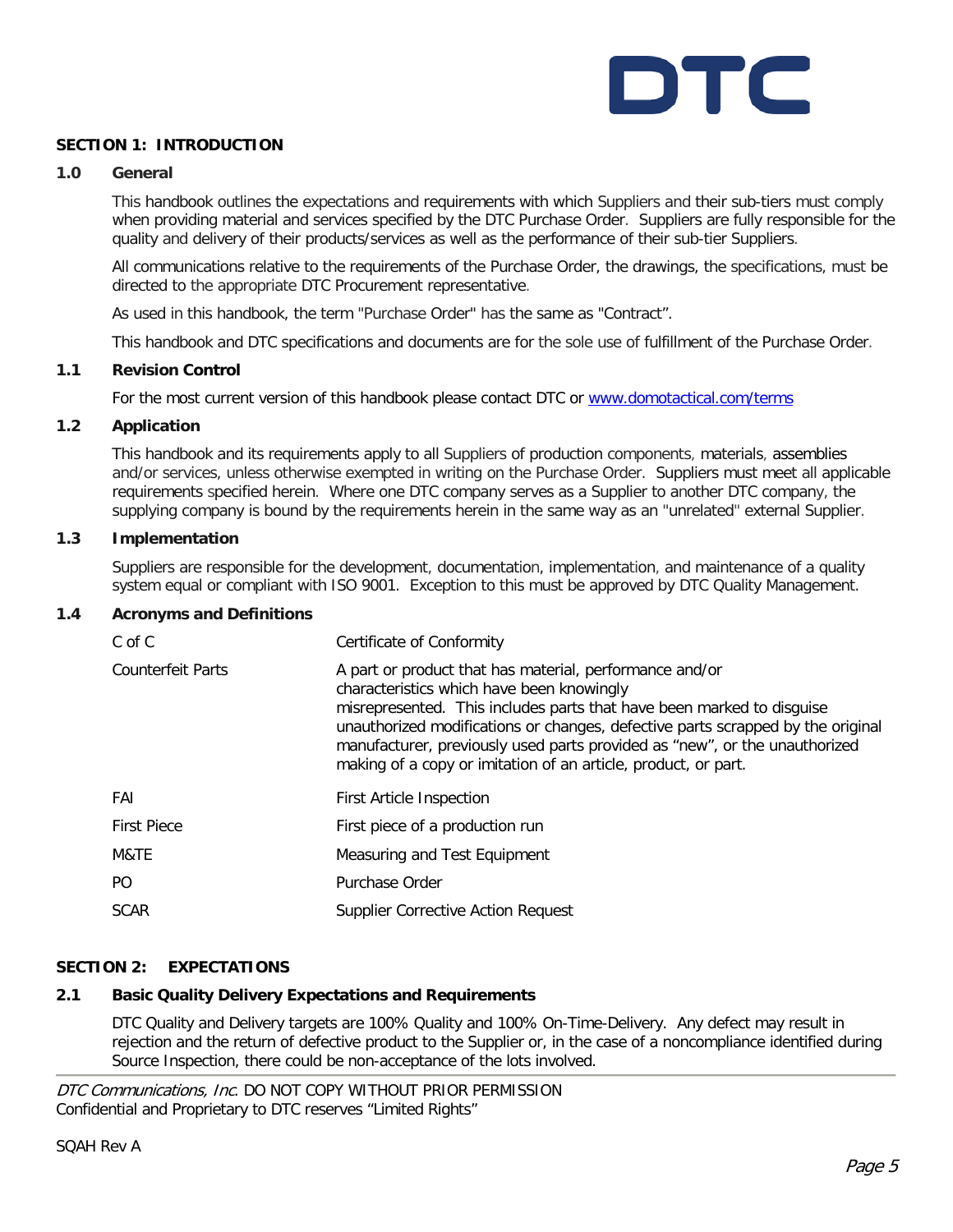## SECTION 1: INTRODUCTION

### 1.0 General

This handbook outlines the expectations and requirements with which Suppliers and their sub-tiers must comply when providing material and services specified by the DTC Purchase Order. Suppliers are fully responsible for the quality and delivery of their products/services as well as the performance of their sub-tier Suppliers.

All communications relative to the requirements of the Purchase Order, the drawings, the specifications, must be directed to the appropriate DTC Procurement representative.

As used in this handbook, the term "Purchase Order" has the same as "Contract".

This handbook and DTC specifications and documents are for the sole use of fulfillment of the Purchase Order.

### 1.1 Revision Control

For the most current version of this handbook please contact DTC or [www.domotactical.com/terms](www.domotactical.com/terms)

### 1.2 Application

This handbook and its requirements apply to all Suppliers of production components, materials, assemblies and/or services, unless otherwise exempted in writing on the Purchase Order. Suppliers must meet all applicable requirements specified herein. Where one DTC company serves as a Supplier to another DTC company, the supplying company is bound by the requirements herein in the same way as an "unrelated" external Supplier.

### 1.3 Implementation

Suppliers are responsible for the development, documentation, implementation, and maintenance of a quality system equal or compliant with ISO 9001. Exception to this must be approved by DTC Quality Management.

### 1.4 Acronyms and Definitions

| Term | Definition |
|---|---|
| C of C | Certificate of Conformity |
| Counterfeit Parts | A part or product that has material, performance and/or characteristics which have been knowingly misrepresented. This includes parts that have been marked to disguise unauthorized modifications or changes, defective parts scrapped by the original manufacturer, previously used parts provided as "new", or the unauthorized making of a copy or imitation of an article, product, or part. |
| FAI | First Article Inspection |
| First Piece | First piece of a production run |
| M&TE | Measuring and Test Equipment |
| PO | Purchase Order |
| SCAR | Supplier Corrective Action Request |

## SECTION 2: EXPECTATIONS

### 2.1 Basic Quality Delivery Expectations and Requirements

DTC Quality and Delivery targets are 100% Quality and 100% On-Time-Delivery. Any defect may result in rejection and the return of defective product to the Supplier or, in the case of a noncompliance identified during Source Inspection, there could be non-acceptance of the lots involved.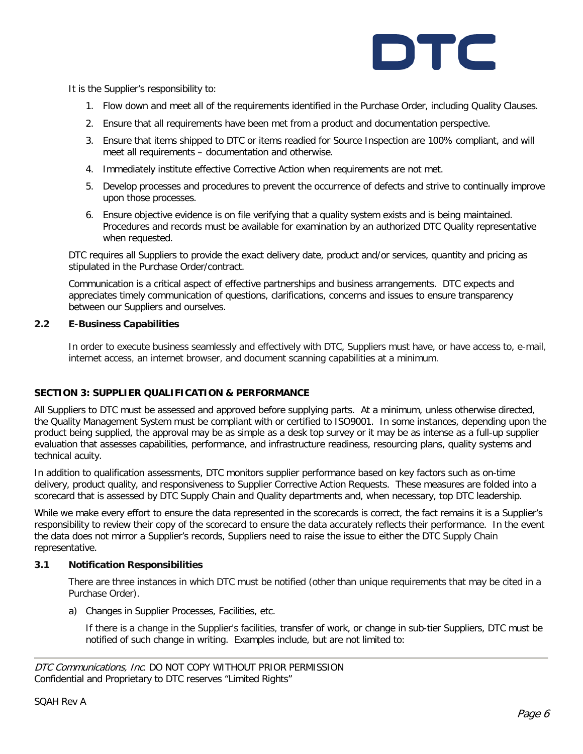It is the Supplier's responsibility to:

1. Flow down and meet all of the requirements identified in the Purchase Order, including Quality Clauses.
2. Ensure that all requirements have been met from a product and documentation perspective.
3. Ensure that items shipped to DTC or items readied for Source Inspection are 100% compliant, and will meet all requirements – documentation and otherwise.
4. Immediately institute effective Corrective Action when requirements are not met.
5. Develop processes and procedures to prevent the occurrence of defects and strive to continually improve upon those processes.
6. Ensure objective evidence is on file verifying that a quality system exists and is being maintained. Procedures and records must be available for examination by an authorized DTC Quality representative when requested.

DTC requires all Suppliers to provide the exact delivery date, product and/or services, quantity and pricing as stipulated in the Purchase Order/contract.

Communication is a critical aspect of effective partnerships and business arrangements. DTC expects and appreciates timely communication of questions, clarifications, concerns and issues to ensure transparency between our Suppliers and ourselves.

### 2.2 E-Business Capabilities

In order to execute business seamlessly and effectively with DTC, Suppliers must have, or have access to, e-mail, internet access, an internet browser, and document scanning capabilities at a minimum.

## SECTION 3: SUPPLIER QUALIFICATION & PERFORMANCE

All Suppliers to DTC must be assessed and approved before supplying parts. At a minimum, unless otherwise directed, the Quality Management System must be compliant with or certified to ISO9001. In some instances, depending upon the product being supplied, the approval may be as simple as a desk top survey or it may be as intense as a full-up supplier evaluation that assesses capabilities, performance, and infrastructure readiness, resourcing plans, quality systems and technical acuity.

In addition to qualification assessments, DTC monitors supplier performance based on key factors such as on-time delivery, product quality, and responsiveness to Supplier Corrective Action Requests. These measures are folded into a scorecard that is assessed by DTC Supply Chain and Quality departments and, when necessary, top DTC leadership.

While we make every effort to ensure the data represented in the scorecards is correct, the fact remains it is a Supplier's responsibility to review their copy of the scorecard to ensure the data accurately reflects their performance. In the event the data does not mirror a Supplier's records, Suppliers need to raise the issue to either the DTC Supply Chain representative.

### 3.1 Notification Responsibilities

There are three instances in which DTC must be notified (other than unique requirements that may be cited in a Purchase Order).

a) Changes in Supplier Processes, Facilities, etc.

If there is a change in the Supplier's facilities, transfer of work, or change in sub-tier Suppliers, DTC must be notified of such change in writing. Examples include, but are not limited to: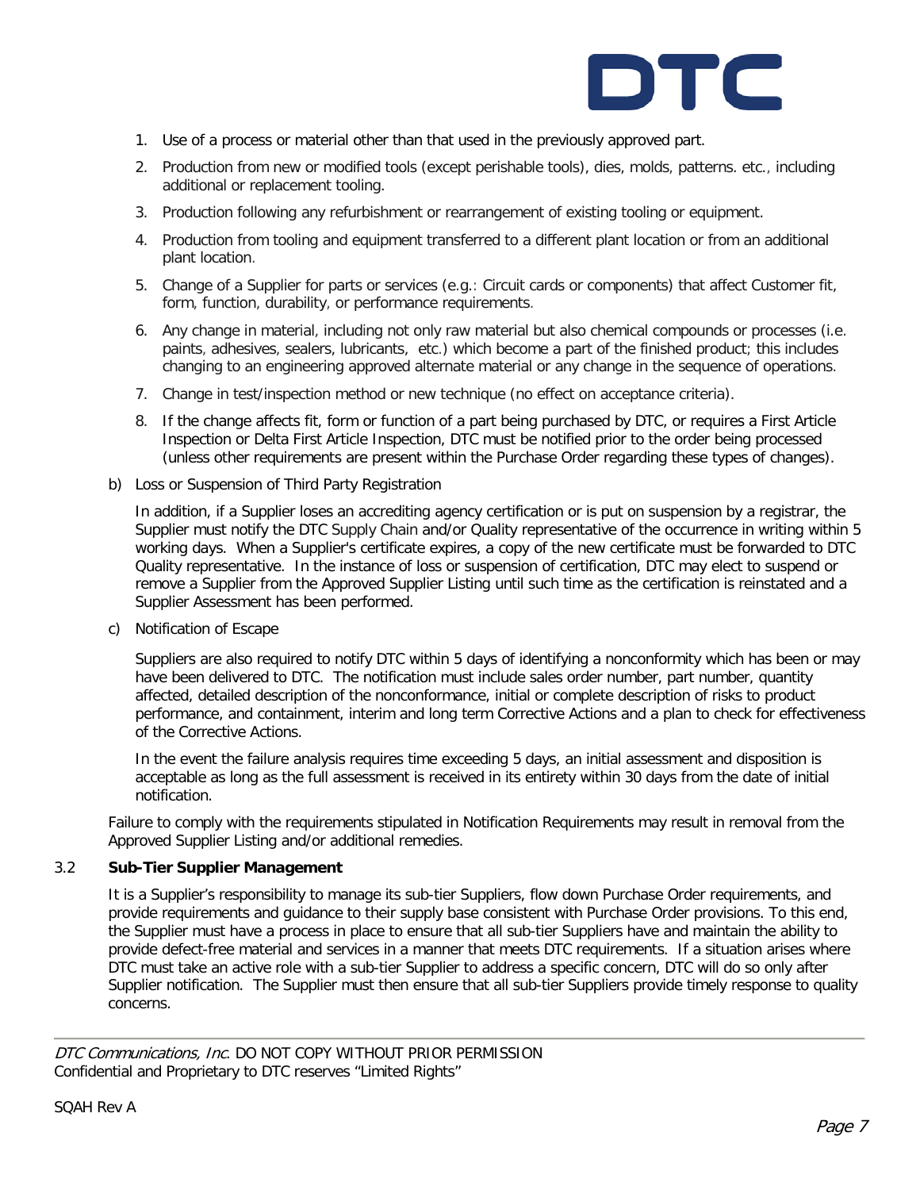1. Use of a process or material other than that used in the previously approved part.
2. Production from new or modified tools (except perishable tools), dies, molds, patterns. etc., including additional or replacement tooling.
3. Production following any refurbishment or rearrangement of existing tooling or equipment.
4. Production from tooling and equipment transferred to a different plant location or from an additional plant location.
5. Change of a Supplier for parts or services (e.g.: Circuit cards or components) that affect Customer fit, form, function, durability, or performance requirements.
6. Any change in material, including not only raw material but also chemical compounds or processes (i.e. paints, adhesives, sealers, lubricants, etc.) which become a part of the finished product; this includes changing to an engineering approved alternate material or any change in the sequence of operations.
7. Change in test/inspection method or new technique (no effect on acceptance criteria).
8. If the change affects fit, form or function of a part being purchased by DTC, or requires a First Article Inspection or Delta First Article Inspection, DTC must be notified prior to the order being processed (unless other requirements are present within the Purchase Order regarding these types of changes).

b) Loss or Suspension of Third Party Registration

In addition, if a Supplier loses an accrediting agency certification or is put on suspension by a registrar, the Supplier must notify the DTC Supply Chain and/or Quality representative of the occurrence in writing within 5 working days. When a Supplier's certificate expires, a copy of the new certificate must be forwarded to DTC Quality representative. In the instance of loss or suspension of certification, DTC may elect to suspend or remove a Supplier from the Approved Supplier Listing until such time as the certification is reinstated and a Supplier Assessment has been performed.

c) Notification of Escape

Suppliers are also required to notify DTC within 5 days of identifying a nonconformity which has been or may have been delivered to DTC. The notification must include sales order number, part number, quantity affected, detailed description of the nonconformance, initial or complete description of risks to product performance, and containment, interim and long term Corrective Actions and a plan to check for effectiveness of the Corrective Actions.

In the event the failure analysis requires time exceeding 5 days, an initial assessment and disposition is acceptable as long as the full assessment is received in its entirety within 30 days from the date of initial notification.

Failure to comply with the requirements stipulated in Notification Requirements may result in removal from the Approved Supplier Listing and/or additional remedies.

### 3.2 Sub-Tier Supplier Management

It is a Supplier's responsibility to manage its sub-tier Suppliers, flow down Purchase Order requirements, and provide requirements and guidance to their supply base consistent with Purchase Order provisions. To this end, the Supplier must have a process in place to ensure that all sub-tier Suppliers have and maintain the ability to provide defect-free material and services in a manner that meets DTC requirements. If a situation arises where DTC must take an active role with a sub-tier Supplier to address a specific concern, DTC will do so only after Supplier notification. The Supplier must then ensure that all sub-tier Suppliers provide timely response to quality concerns.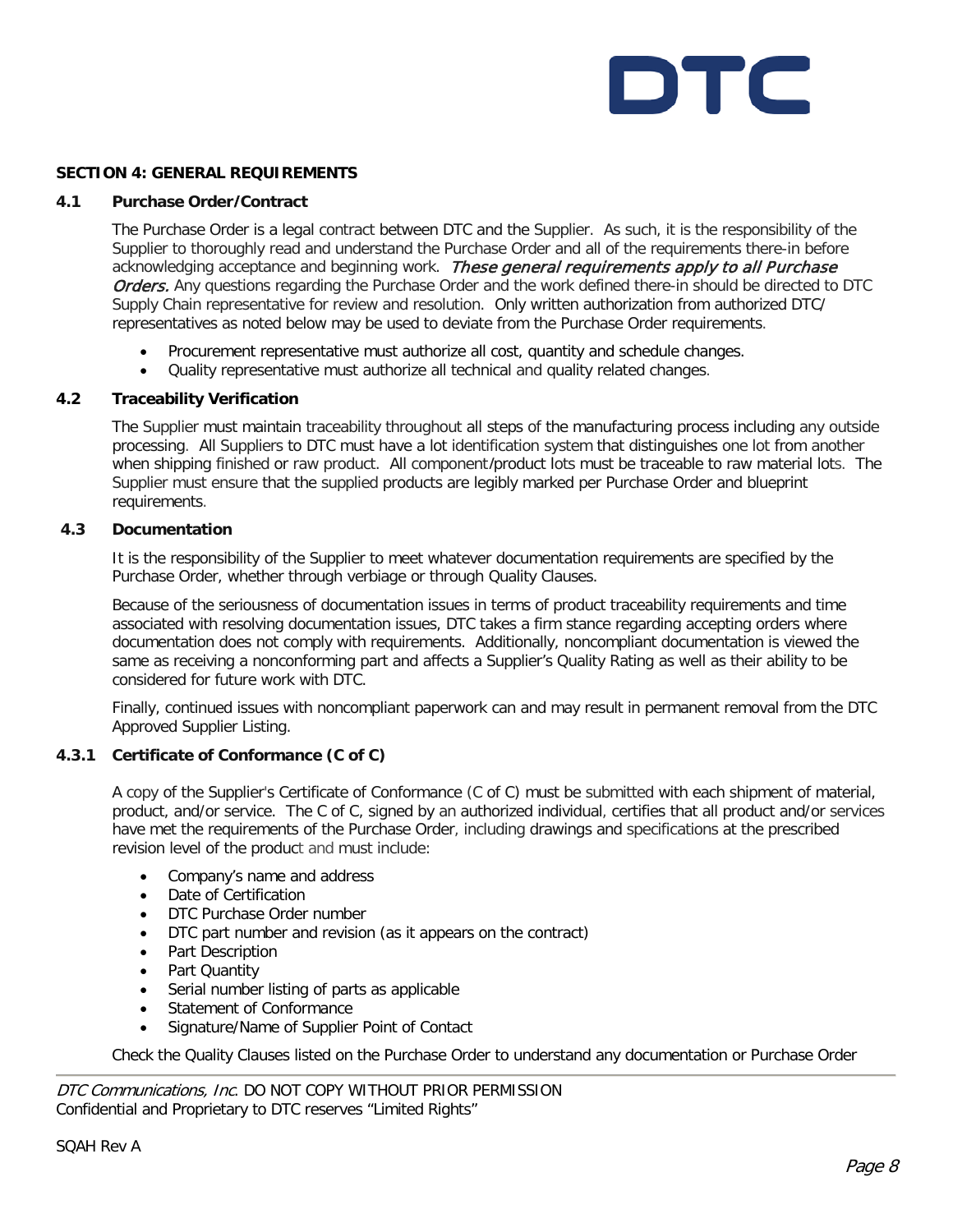## SECTION 4: GENERAL REQUIREMENTS

### 4.1 Purchase Order/Contract

The Purchase Order is a legal contract between DTC and the Supplier. As such, it is the responsibility of the Supplier to thoroughly read and understand the Purchase Order and all of the requirements there-in before acknowledging acceptance and beginning work. *These general requirements apply to all Purchase Orders.* Any questions regarding the Purchase Order and the work defined there-in should be directed to DTC Supply Chain representative for review and resolution. Only written authorization from authorized DTC/ representatives as noted below may be used to deviate from the Purchase Order requirements.

- Procurement representative must authorize all cost, quantity and schedule changes.
- Quality representative must authorize all technical and quality related changes.

### 4.2 Traceability Verification

The Supplier must maintain traceability throughout all steps of the manufacturing process including any outside processing. All Suppliers to DTC must have a lot identification system that distinguishes one lot from another when shipping finished or raw product. All component/product lots must be traceable to raw material lots. The Supplier must ensure that the supplied products are legibly marked per Purchase Order and blueprint requirements.

### 4.3 Documentation

It is the responsibility of the Supplier to meet whatever documentation requirements are specified by the Purchase Order, whether through verbiage or through Quality Clauses.

Because of the seriousness of documentation issues in terms of product traceability requirements and time associated with resolving documentation issues, DTC takes a firm stance regarding accepting orders where documentation does not comply with requirements. Additionally, noncompliant documentation is viewed the same as receiving a nonconforming part and affects a Supplier's Quality Rating as well as their ability to be considered for future work with DTC.

Finally, continued issues with noncompliant paperwork can and may result in permanent removal from the DTC Approved Supplier Listing.

#### 4.3.1 Certificate of Conformance (C of C)

A copy of the Supplier's Certificate of Conformance (C of C) must be submitted with each shipment of material, product, and/or service. The C of C, signed by an authorized individual, certifies that all product and/or services have met the requirements of the Purchase Order, including drawings and specifications at the prescribed revision level of the product and must include:

- Company's name and address
- Date of Certification
- DTC Purchase Order number
- DTC part number and revision (as it appears on the contract)
- Part Description
- Part Quantity
- Serial number listing of parts as applicable
- Statement of Conformance
- Signature/Name of Supplier Point of Contact

Check the Quality Clauses listed on the Purchase Order to understand any documentation or Purchase Order

*DTC Communications, Inc*. DO NOT COPY WITHOUT PRIOR PERMISSION
Confidential and Proprietary to DTC reserves "Limited Rights"

SQAH Rev A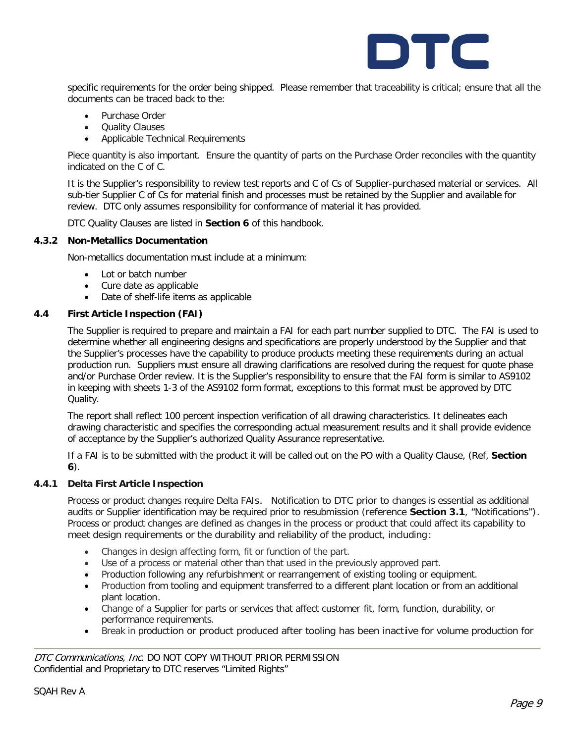specific requirements for the order being shipped. Please remember that traceability is critical; ensure that all the documents can be traced back to the:

- Purchase Order
- Quality Clauses
- Applicable Technical Requirements

Piece quantity is also important. Ensure the quantity of parts on the Purchase Order reconciles with the quantity indicated on the C of C.

It is the Supplier's responsibility to review test reports and C of Cs of Supplier-purchased material or services. All sub-tier Supplier C of Cs for material finish and processes must be retained by the Supplier and available for review. DTC only assumes responsibility for conformance of material it has provided.

DTC Quality Clauses are listed in **Section 6** of this handbook.

### 4.3.2 Non-Metallics Documentation

Non-metallics documentation must include at a minimum:

- Lot or batch number
- Cure date as applicable
- Date of shelf-life items as applicable

## 4.4 First Article Inspection (FAI)

The Supplier is required to prepare and maintain a FAI for each part number supplied to DTC. The FAI is used to determine whether all engineering designs and specifications are properly understood by the Supplier and that the Supplier's processes have the capability to produce products meeting these requirements during an actual production run. Suppliers must ensure all drawing clarifications are resolved during the request for quote phase and/or Purchase Order review. It is the Supplier's responsibility to ensure that the FAI form is similar to AS9102 in keeping with sheets 1-3 of the AS9102 form format, exceptions to this format must be approved by DTC Quality.

The report shall reflect 100 percent inspection verification of all drawing characteristics. It delineates each drawing characteristic and specifies the corresponding actual measurement results and it shall provide evidence of acceptance by the Supplier's authorized Quality Assurance representative.

If a FAI is to be submitted with the product it will be called out on the PO with a Quality Clause, (Ref, **Section 6**).

### 4.4.1 Delta First Article Inspection

Process or product changes require Delta FAIs. Notification to DTC prior to changes is essential as additional audits or Supplier identification may be required prior to resubmission (reference **Section 3.1**, "Notifications"). Process or product changes are defined as changes in the process or product that could affect its capability to meet design requirements or the durability and reliability of the product, including:

- Changes in design affecting form, fit or function of the part.
- Use of a process or material other than that used in the previously approved part.
- Production following any refurbishment or rearrangement of existing tooling or equipment.
- Production from tooling and equipment transferred to a different plant location or from an additional plant location.
- Change of a Supplier for parts or services that affect customer fit, form, function, durability, or performance requirements.
- Break in production or product produced after tooling has been inactive for volume production for

*DTC Communications, Inc.* DO NOT COPY WITHOUT PRIOR PERMISSION
Confidential and Proprietary to DTC reserves "Limited Rights"

SQAH Rev A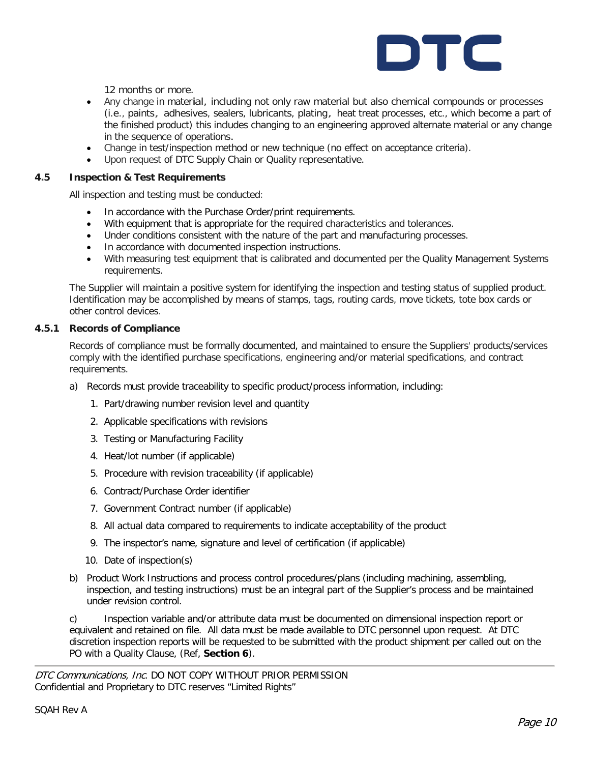12 months or more.

- Any change in material, including not only raw material but also chemical compounds or processes (i.e., paints, adhesives, sealers, lubricants, plating, heat treat processes, etc., which become a part of the finished product) this includes changing to an engineering approved alternate material or any change in the sequence of operations.
- Change in test/inspection method or new technique (no effect on acceptance criteria).
- Upon request of DTC Supply Chain or Quality representative.

### 4.5 Inspection & Test Requirements

All inspection and testing must be conducted:

- In accordance with the Purchase Order/print requirements.
- With equipment that is appropriate for the required characteristics and tolerances.
- Under conditions consistent with the nature of the part and manufacturing processes.
- In accordance with documented inspection instructions.
- With measuring test equipment that is calibrated and documented per the Quality Management Systems requirements.

The Supplier will maintain a positive system for identifying the inspection and testing status of supplied product. Identification may be accomplished by means of stamps, tags, routing cards, move tickets, tote box cards or other control devices.

#### 4.5.1 Records of Compliance

Records of compliance must be formally documented, and maintained to ensure the Suppliers' products/services comply with the identified purchase specifications, engineering and/or material specifications, and contract requirements.

a) Records must provide traceability to specific product/process information, including:

1. Part/drawing number revision level and quantity
2. Applicable specifications with revisions
3. Testing or Manufacturing Facility
4. Heat/lot number (if applicable)
5. Procedure with revision traceability (if applicable)
6. Contract/Purchase Order identifier
7. Government Contract number (if applicable)
8. All actual data compared to requirements to indicate acceptability of the product
9. The inspector's name, signature and level of certification (if applicable)
10. Date of inspection(s)

b) Product Work Instructions and process control procedures/plans (including machining, assembling, inspection, and testing instructions) must be an integral part of the Supplier's process and be maintained under revision control.

c) Inspection variable and/or attribute data must be documented on dimensional inspection report or equivalent and retained on file. All data must be made available to DTC personnel upon request. At DTC discretion inspection reports will be requested to be submitted with the product shipment per called out on the PO with a Quality Clause, (Ref, **Section 6**).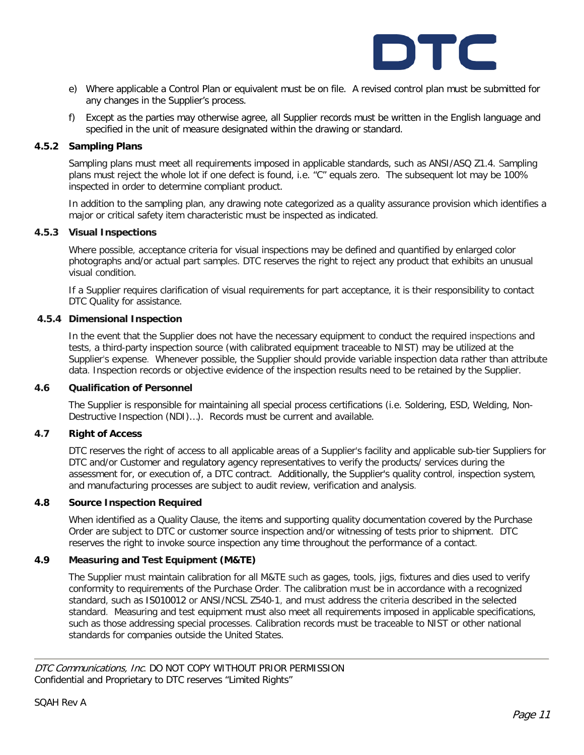e) Where applicable a Control Plan or equivalent must be on file. A revised control plan must be submitted for any changes in the Supplier's process.

f) Except as the parties may otherwise agree, all Supplier records must be written in the English language and specified in the unit of measure designated within the drawing or standard.

### 4.5.2 Sampling Plans

Sampling plans must meet all requirements imposed in applicable standards, such as ANSI/ASQ Z1.4. Sampling plans must reject the whole lot if one defect is found, i.e. "C" equals zero. The subsequent lot may be 100% inspected in order to determine compliant product.

In addition to the sampling plan, any drawing note categorized as a quality assurance provision which identifies a major or critical safety item characteristic must be inspected as indicated.

### 4.5.3 Visual Inspections

Where possible, acceptance criteria for visual inspections may be defined and quantified by enlarged color photographs and/or actual part samples. DTC reserves the right to reject any product that exhibits an unusual visual condition.

If a Supplier requires clarification of visual requirements for part acceptance, it is their responsibility to contact DTC Quality for assistance.

### 4.5.4 Dimensional Inspection

In the event that the Supplier does not have the necessary equipment to conduct the required inspections and tests, a third-party inspection source (with calibrated equipment traceable to NIST) may be utilized at the Supplier's expense. Whenever possible, the Supplier should provide variable inspection data rather than attribute data. Inspection records or objective evidence of the inspection results need to be retained by the Supplier.

## 4.6 Qualification of Personnel

The Supplier is responsible for maintaining all special process certifications (i.e. Soldering, ESD, Welding, Non-Destructive Inspection (NDI)…). Records must be current and available.

## 4.7 Right of Access

DTC reserves the right of access to all applicable areas of a Supplier's facility and applicable sub-tier Suppliers for DTC and/or Customer and regulatory agency representatives to verify the products/ services during the assessment for, or execution of, a DTC contract. Additionally, the Supplier's quality control, inspection system, and manufacturing processes are subject to audit review, verification and analysis.

## 4.8 Source Inspection Required

When identified as a Quality Clause, the items and supporting quality documentation covered by the Purchase Order are subject to DTC or customer source inspection and/or witnessing of tests prior to shipment. DTC reserves the right to invoke source inspection any time throughout the performance of a contact.

## 4.9 Measuring and Test Equipment (M&TE)

The Supplier must maintain calibration for all M&TE such as gages, tools, jigs, fixtures and dies used to verify conformity to requirements of the Purchase Order. The calibration must be in accordance with a recognized standard, such as IS010012 or ANSI/NCSL Z540-1, and must address the criteria described in the selected standard. Measuring and test equipment must also meet all requirements imposed in applicable specifications, such as those addressing special processes. Calibration records must be traceable to NIST or other national standards for companies outside the United States.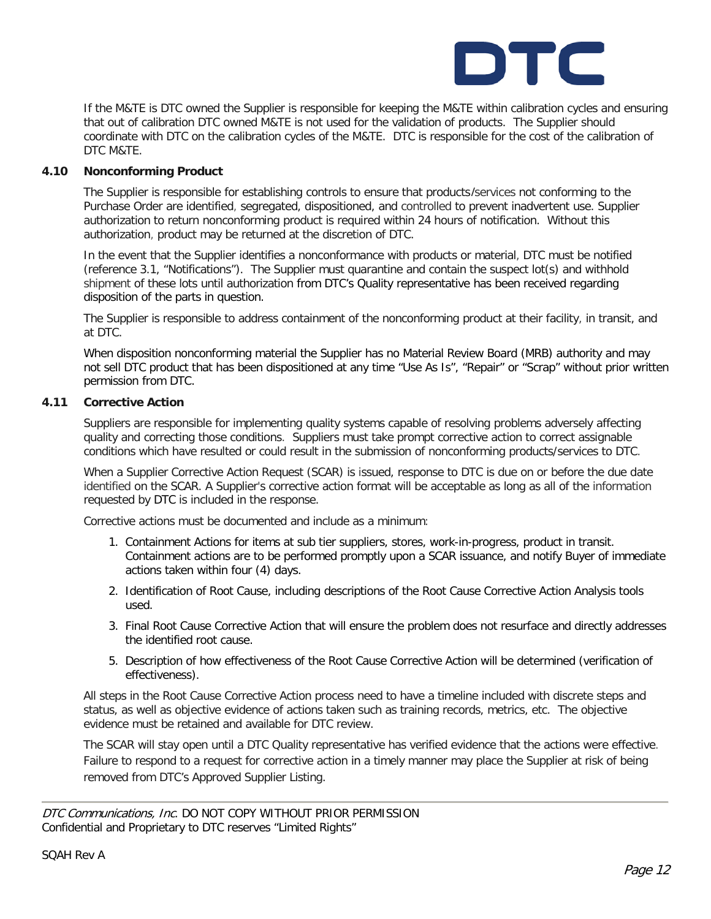If the M&TE is DTC owned the Supplier is responsible for keeping the M&TE within calibration cycles and ensuring that out of calibration DTC owned M&TE is not used for the validation of products. The Supplier should coordinate with DTC on the calibration cycles of the M&TE. DTC is responsible for the cost of the calibration of DTC M&TE.

### 4.10 Nonconforming Product

The Supplier is responsible for establishing controls to ensure that products/services not conforming to the Purchase Order are identified, segregated, dispositioned, and controlled to prevent inadvertent use. Supplier authorization to return nonconforming product is required within 24 hours of notification. Without this authorization, product may be returned at the discretion of DTC.

In the event that the Supplier identifies a nonconformance with products or material, DTC must be notified (reference 3.1, "Notifications"). The Supplier must quarantine and contain the suspect lot(s) and withhold shipment of these lots until authorization from DTC's Quality representative has been received regarding disposition of the parts in question.

The Supplier is responsible to address containment of the nonconforming product at their facility, in transit, and at DTC.

When disposition nonconforming material the Supplier has no Material Review Board (MRB) authority and may not sell DTC product that has been dispositioned at any time "Use As Is", "Repair" or "Scrap" without prior written permission from DTC.

### 4.11 Corrective Action

Suppliers are responsible for implementing quality systems capable of resolving problems adversely affecting quality and correcting those conditions. Suppliers must take prompt corrective action to correct assignable conditions which have resulted or could result in the submission of nonconforming products/services to DTC.

When a Supplier Corrective Action Request (SCAR) is issued, response to DTC is due on or before the due date identified on the SCAR. A Supplier's corrective action format will be acceptable as long as all of the information requested by DTC is included in the response.

Corrective actions must be documented and include as a minimum:

1. Containment Actions for items at sub tier suppliers, stores, work-in-progress, product in transit. Containment actions are to be performed promptly upon a SCAR issuance, and notify Buyer of immediate actions taken within four (4) days.
2. Identification of Root Cause, including descriptions of the Root Cause Corrective Action Analysis tools used.
3. Final Root Cause Corrective Action that will ensure the problem does not resurface and directly addresses the identified root cause.

5. Description of how effectiveness of the Root Cause Corrective Action will be determined (verification of effectiveness).

All steps in the Root Cause Corrective Action process need to have a timeline included with discrete steps and status, as well as objective evidence of actions taken such as training records, metrics, etc. The objective evidence must be retained and available for DTC review.

The SCAR will stay open until a DTC Quality representative has verified evidence that the actions were effective. Failure to respond to a request for corrective action in a timely manner may place the Supplier at risk of being removed from DTC's Approved Supplier Listing.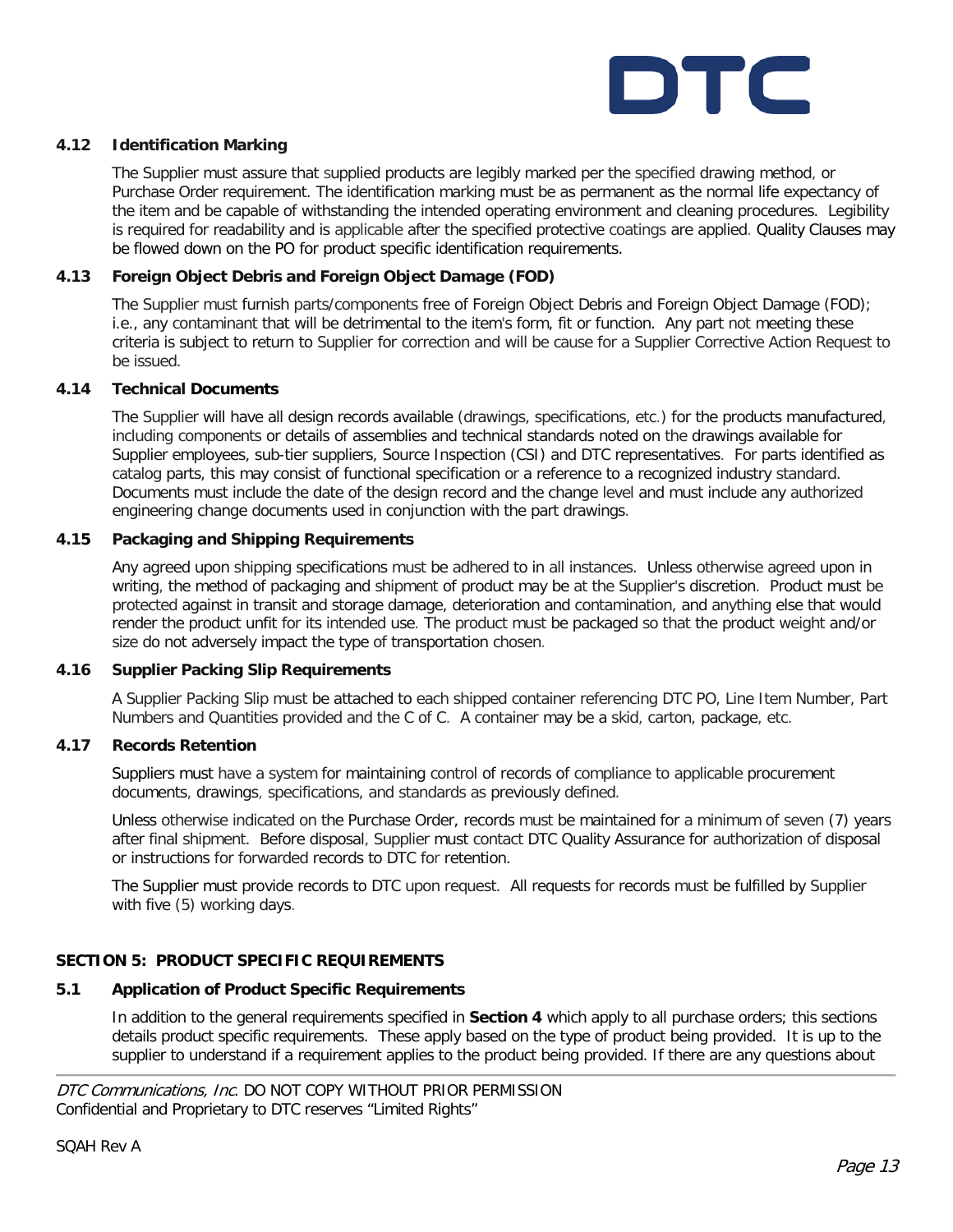### 4.12 Identification Marking

The Supplier must assure that supplied products are legibly marked per the specified drawing method, or Purchase Order requirement. The identification marking must be as permanent as the normal life expectancy of the item and be capable of withstanding the intended operating environment and cleaning procedures. Legibility is required for readability and is applicable after the specified protective coatings are applied. Quality Clauses may be flowed down on the PO for product specific identification requirements.

### 4.13 Foreign Object Debris and Foreign Object Damage (FOD)

The Supplier must furnish parts/components free of Foreign Object Debris and Foreign Object Damage (FOD); i.e., any contaminant that will be detrimental to the item's form, fit or function. Any part not meeting these criteria is subject to return to Supplier for correction and will be cause for a Supplier Corrective Action Request to be issued.

### 4.14 Technical Documents

The Supplier will have all design records available (drawings, specifications, etc.) for the products manufactured, including components or details of assemblies and technical standards noted on the drawings available for Supplier employees, sub-tier suppliers, Source Inspection (CSI) and DTC representatives. For parts identified as catalog parts, this may consist of functional specification or a reference to a recognized industry standard. Documents must include the date of the design record and the change level and must include any authorized engineering change documents used in conjunction with the part drawings.

### 4.15 Packaging and Shipping Requirements

Any agreed upon shipping specifications must be adhered to in all instances. Unless otherwise agreed upon in writing, the method of packaging and shipment of product may be at the Supplier's discretion. Product must be protected against in transit and storage damage, deterioration and contamination, and anything else that would render the product unfit for its intended use. The product must be packaged so that the product weight and/or size do not adversely impact the type of transportation chosen.

### 4.16 Supplier Packing Slip Requirements

A Supplier Packing Slip must be attached to each shipped container referencing DTC PO, Line Item Number, Part Numbers and Quantities provided and the C of C. A container may be a skid, carton, package, etc.

### 4.17 Records Retention

Suppliers must have a system for maintaining control of records of compliance to applicable procurement documents, drawings, specifications, and standards as previously defined.

Unless otherwise indicated on the Purchase Order, records must be maintained for a minimum of seven (7) years after final shipment. Before disposal, Supplier must contact DTC Quality Assurance for authorization of disposal or instructions for forwarded records to DTC for retention.

The Supplier must provide records to DTC upon request. All requests for records must be fulfilled by Supplier with five (5) working days.

## SECTION 5: PRODUCT SPECIFIC REQUIREMENTS

### 5.1 Application of Product Specific Requirements

In addition to the general requirements specified in **Section 4** which apply to all purchase orders; this sections details product specific requirements. These apply based on the type of product being provided. It is up to the supplier to understand if a requirement applies to the product being provided. If there are any questions about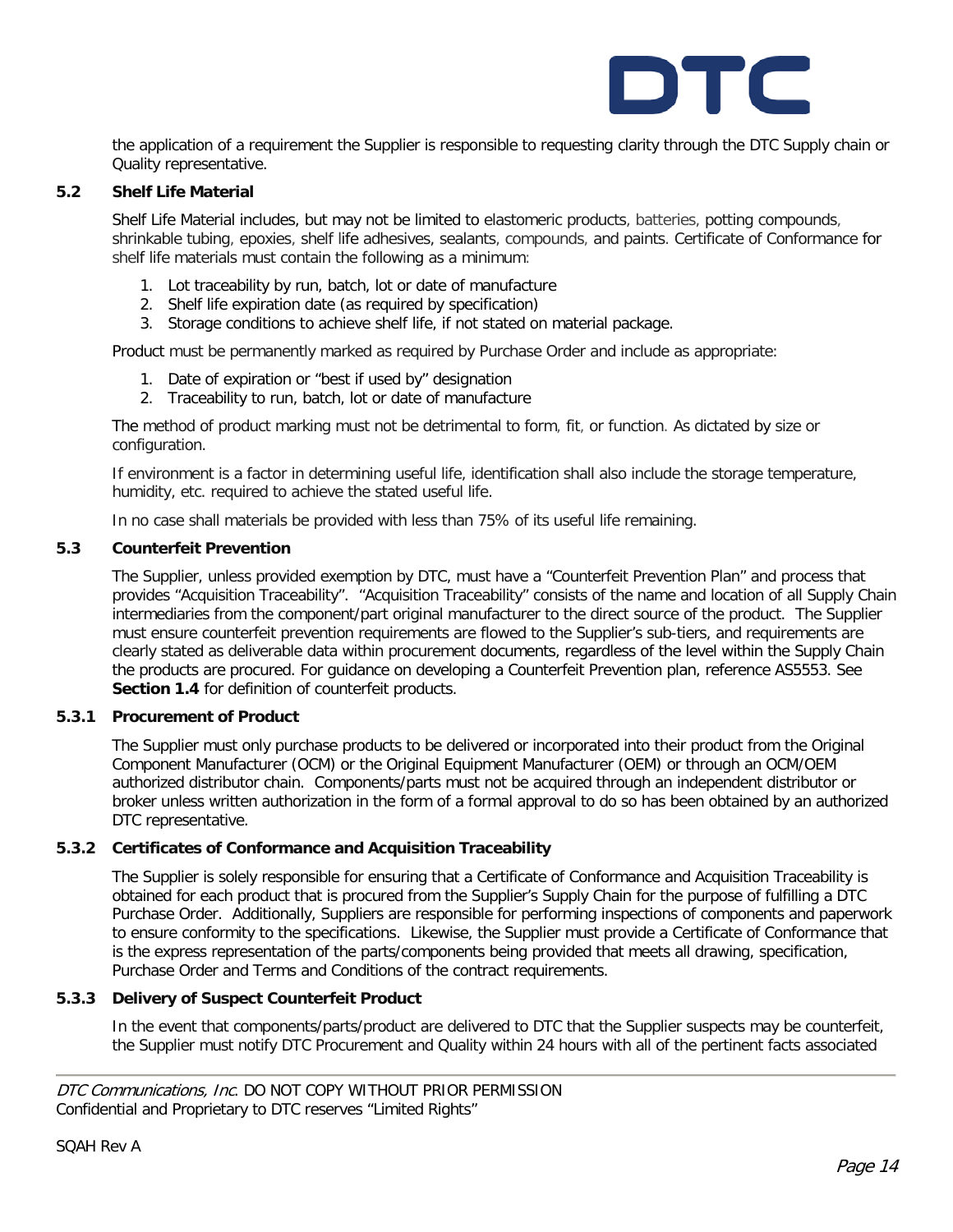the application of a requirement the Supplier is responsible to requesting clarity through the DTC Supply chain or Quality representative.

### 5.2 Shelf Life Material

Shelf Life Material includes, but may not be limited to elastomeric products, batteries, potting compounds, shrinkable tubing, epoxies, shelf life adhesives, sealants, compounds, and paints. Certificate of Conformance for shelf life materials must contain the following as a minimum:

1. Lot traceability by run, batch, lot or date of manufacture
2. Shelf life expiration date (as required by specification)
3. Storage conditions to achieve shelf life, if not stated on material package.

Product must be permanently marked as required by Purchase Order and include as appropriate:

1. Date of expiration or "best if used by" designation
2. Traceability to run, batch, lot or date of manufacture

The method of product marking must not be detrimental to form, fit, or function. As dictated by size or configuration.

If environment is a factor in determining useful life, identification shall also include the storage temperature, humidity, etc. required to achieve the stated useful life.

In no case shall materials be provided with less than 75% of its useful life remaining.

### 5.3 Counterfeit Prevention

The Supplier, unless provided exemption by DTC, must have a "Counterfeit Prevention Plan" and process that provides "Acquisition Traceability". "Acquisition Traceability" consists of the name and location of all Supply Chain intermediaries from the component/part original manufacturer to the direct source of the product. The Supplier must ensure counterfeit prevention requirements are flowed to the Supplier's sub-tiers, and requirements are clearly stated as deliverable data within procurement documents, regardless of the level within the Supply Chain the products are procured. For guidance on developing a Counterfeit Prevention plan, reference AS5553. See **Section 1.4** for definition of counterfeit products.

#### 5.3.1 Procurement of Product

The Supplier must only purchase products to be delivered or incorporated into their product from the Original Component Manufacturer (OCM) or the Original Equipment Manufacturer (OEM) or through an OCM/OEM authorized distributor chain. Components/parts must not be acquired through an independent distributor or broker unless written authorization in the form of a formal approval to do so has been obtained by an authorized DTC representative.

#### 5.3.2 Certificates of Conformance and Acquisition Traceability

The Supplier is solely responsible for ensuring that a Certificate of Conformance and Acquisition Traceability is obtained for each product that is procured from the Supplier's Supply Chain for the purpose of fulfilling a DTC Purchase Order. Additionally, Suppliers are responsible for performing inspections of components and paperwork to ensure conformity to the specifications. Likewise, the Supplier must provide a Certificate of Conformance that is the express representation of the parts/components being provided that meets all drawing, specification, Purchase Order and Terms and Conditions of the contract requirements.

#### 5.3.3 Delivery of Suspect Counterfeit Product

In the event that components/parts/product are delivered to DTC that the Supplier suspects may be counterfeit, the Supplier must notify DTC Procurement and Quality within 24 hours with all of the pertinent facts associated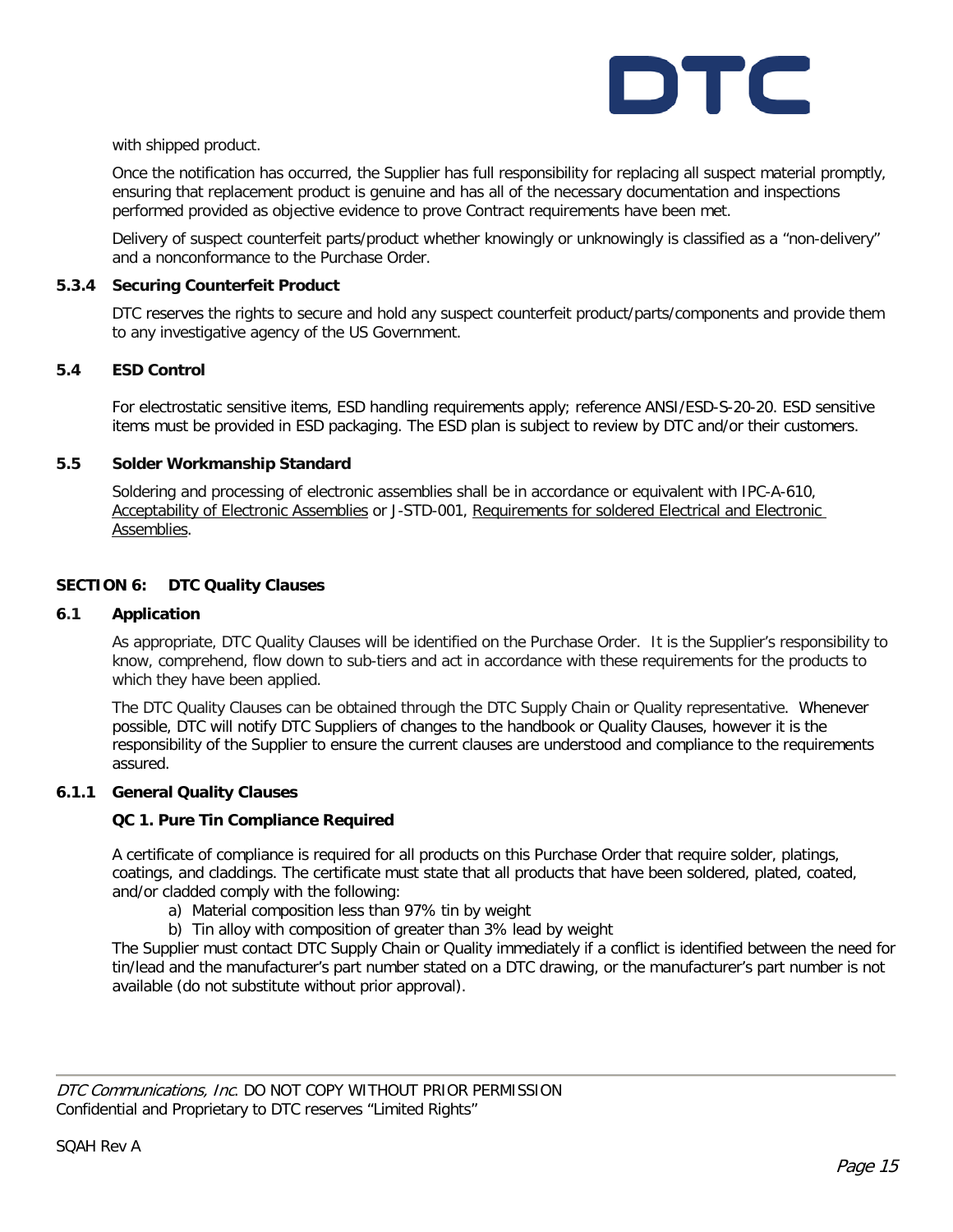with shipped product.

Once the notification has occurred, the Supplier has full responsibility for replacing all suspect material promptly, ensuring that replacement product is genuine and has all of the necessary documentation and inspections performed provided as objective evidence to prove Contract requirements have been met.

Delivery of suspect counterfeit parts/product whether knowingly or unknowingly is classified as a "non-delivery" and a nonconformance to the Purchase Order.

#### 5.3.4 Securing Counterfeit Product

DTC reserves the rights to secure and hold any suspect counterfeit product/parts/components and provide them to any investigative agency of the US Government.

### 5.4 ESD Control

For electrostatic sensitive items, ESD handling requirements apply; reference ANSI/ESD-S-20-20. ESD sensitive items must be provided in ESD packaging. The ESD plan is subject to review by DTC and/or their customers.

### 5.5 Solder Workmanship Standard

Soldering and processing of electronic assemblies shall be in accordance or equivalent with IPC-A-610, Acceptability of Electronic Assemblies or J-STD-001, Requirements for soldered Electrical and Electronic Assemblies.

## SECTION 6: DTC Quality Clauses

### 6.1 Application

As appropriate, DTC Quality Clauses will be identified on the Purchase Order. It is the Supplier's responsibility to know, comprehend, flow down to sub-tiers and act in accordance with these requirements for the products to which they have been applied.

The DTC Quality Clauses can be obtained through the DTC Supply Chain or Quality representative. Whenever possible, DTC will notify DTC Suppliers of changes to the handbook or Quality Clauses, however it is the responsibility of the Supplier to ensure the current clauses are understood and compliance to the requirements assured.

#### 6.1.1 General Quality Clauses

**QC 1. Pure Tin Compliance Required**

A certificate of compliance is required for all products on this Purchase Order that require solder, platings, coatings, and claddings. The certificate must state that all products that have been soldered, plated, coated, and/or cladded comply with the following:

a) Material composition less than 97% tin by weight
b) Tin alloy with composition of greater than 3% lead by weight

The Supplier must contact DTC Supply Chain or Quality immediately if a conflict is identified between the need for tin/lead and the manufacturer's part number stated on a DTC drawing, or the manufacturer's part number is not available (do not substitute without prior approval).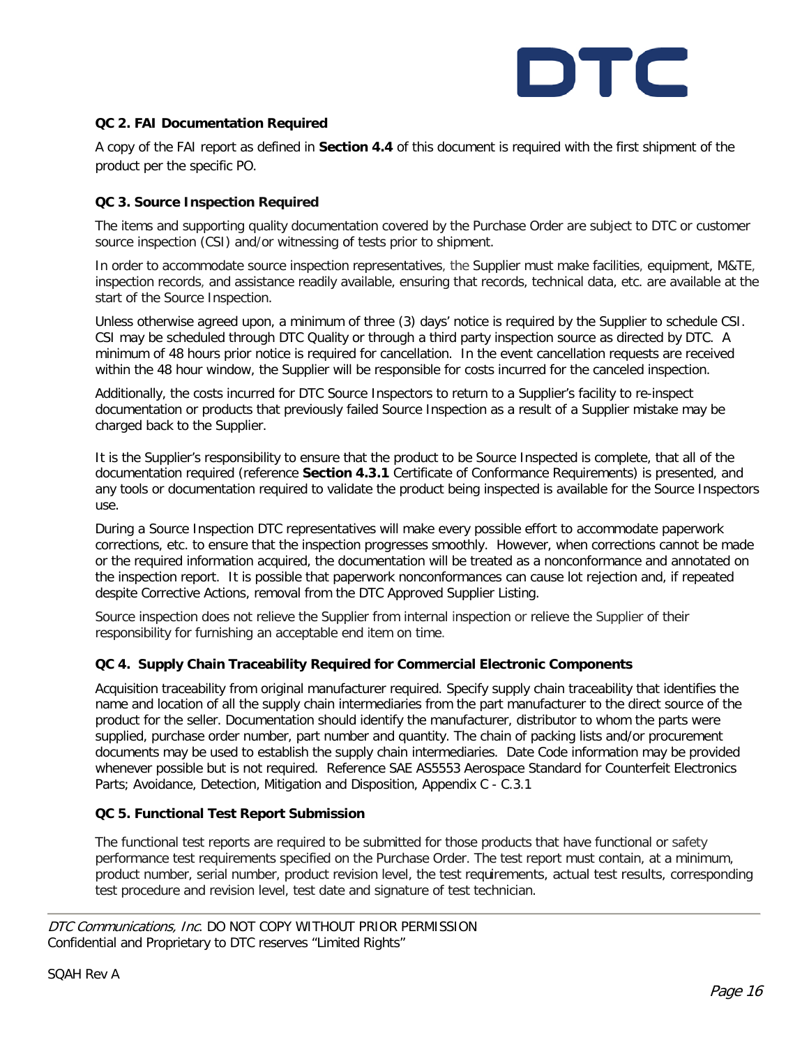**QC 2. FAI Documentation Required**

A copy of the FAI report as defined in **Section 4.4** of this document is required with the first shipment of the product per the specific PO.

**QC 3. Source Inspection Required**

The items and supporting quality documentation covered by the Purchase Order are subject to DTC or customer source inspection (CSI) and/or witnessing of tests prior to shipment.

In order to accommodate source inspection representatives, the Supplier must make facilities, equipment, M&TE, inspection records, and assistance readily available, ensuring that records, technical data, etc. are available at the start of the Source Inspection.

Unless otherwise agreed upon, a minimum of three (3) days' notice is required by the Supplier to schedule CSI. CSI may be scheduled through DTC Quality or through a third party inspection source as directed by DTC. A minimum of 48 hours prior notice is required for cancellation. In the event cancellation requests are received within the 48 hour window, the Supplier will be responsible for costs incurred for the canceled inspection.

Additionally, the costs incurred for DTC Source Inspectors to return to a Supplier's facility to re-inspect documentation or products that previously failed Source Inspection as a result of a Supplier mistake may be charged back to the Supplier.

It is the Supplier's responsibility to ensure that the product to be Source Inspected is complete, that all of the documentation required (reference **Section 4.3.1** Certificate of Conformance Requirements) is presented, and any tools or documentation required to validate the product being inspected is available for the Source Inspectors use.

During a Source Inspection DTC representatives will make every possible effort to accommodate paperwork corrections, etc. to ensure that the inspection progresses smoothly. However, when corrections cannot be made or the required information acquired, the documentation will be treated as a nonconformance and annotated on the inspection report. It is possible that paperwork nonconformances can cause lot rejection and, if repeated despite Corrective Actions, removal from the DTC Approved Supplier Listing.

Source inspection does not relieve the Supplier from internal inspection or relieve the Supplier of their responsibility for furnishing an acceptable end item on time.

**QC 4. Supply Chain Traceability Required for Commercial Electronic Components**

Acquisition traceability from original manufacturer required. Specify supply chain traceability that identifies the name and location of all the supply chain intermediaries from the part manufacturer to the direct source of the product for the seller. Documentation should identify the manufacturer, distributor to whom the parts were supplied, purchase order number, part number and quantity. The chain of packing lists and/or procurement documents may be used to establish the supply chain intermediaries. Date Code information may be provided whenever possible but is not required. Reference SAE AS5553 Aerospace Standard for Counterfeit Electronics Parts; Avoidance, Detection, Mitigation and Disposition, Appendix C - C.3.1

**QC 5. Functional Test Report Submission**

The functional test reports are required to be submitted for those products that have functional or safety performance test requirements specified on the Purchase Order. The test report must contain, at a minimum, product number, serial number, product revision level, the test requirements, actual test results, corresponding test procedure and revision level, test date and signature of test technician.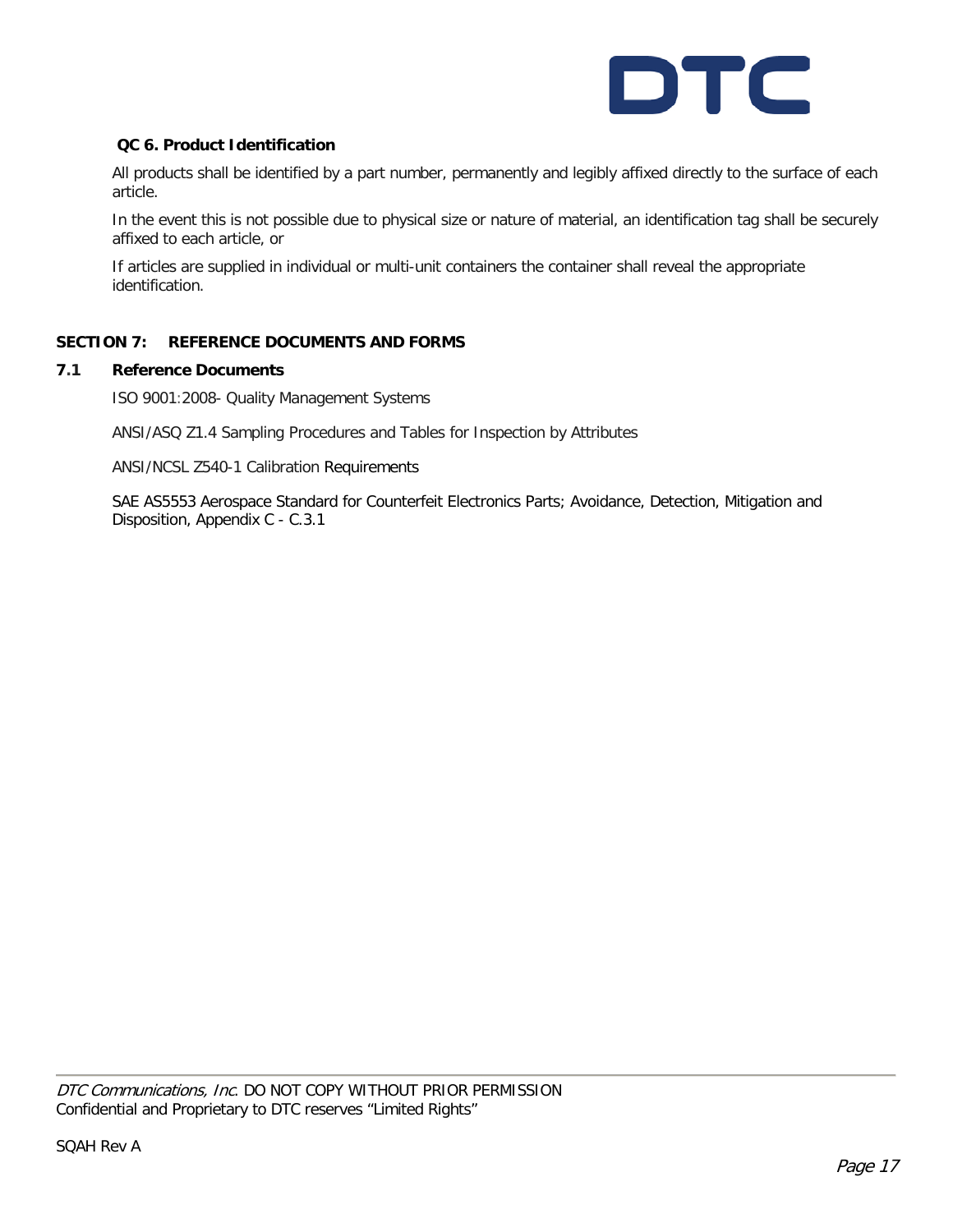### QC 6. Product Identification

All products shall be identified by a part number, permanently and legibly affixed directly to the surface of each article.

In the event this is not possible due to physical size or nature of material, an identification tag shall be securely affixed to each article, or

If articles are supplied in individual or multi-unit containers the container shall reveal the appropriate identification.

## SECTION 7: REFERENCE DOCUMENTS AND FORMS

### 7.1 Reference Documents

ISO 9001:2008- Quality Management Systems

ANSI/ASQ Z1.4 Sampling Procedures and Tables for Inspection by Attributes

ANSI/NCSL Z540-1 Calibration Requirements

SAE AS5553 Aerospace Standard for Counterfeit Electronics Parts; Avoidance, Detection, Mitigation and Disposition, Appendix C - C.3.1